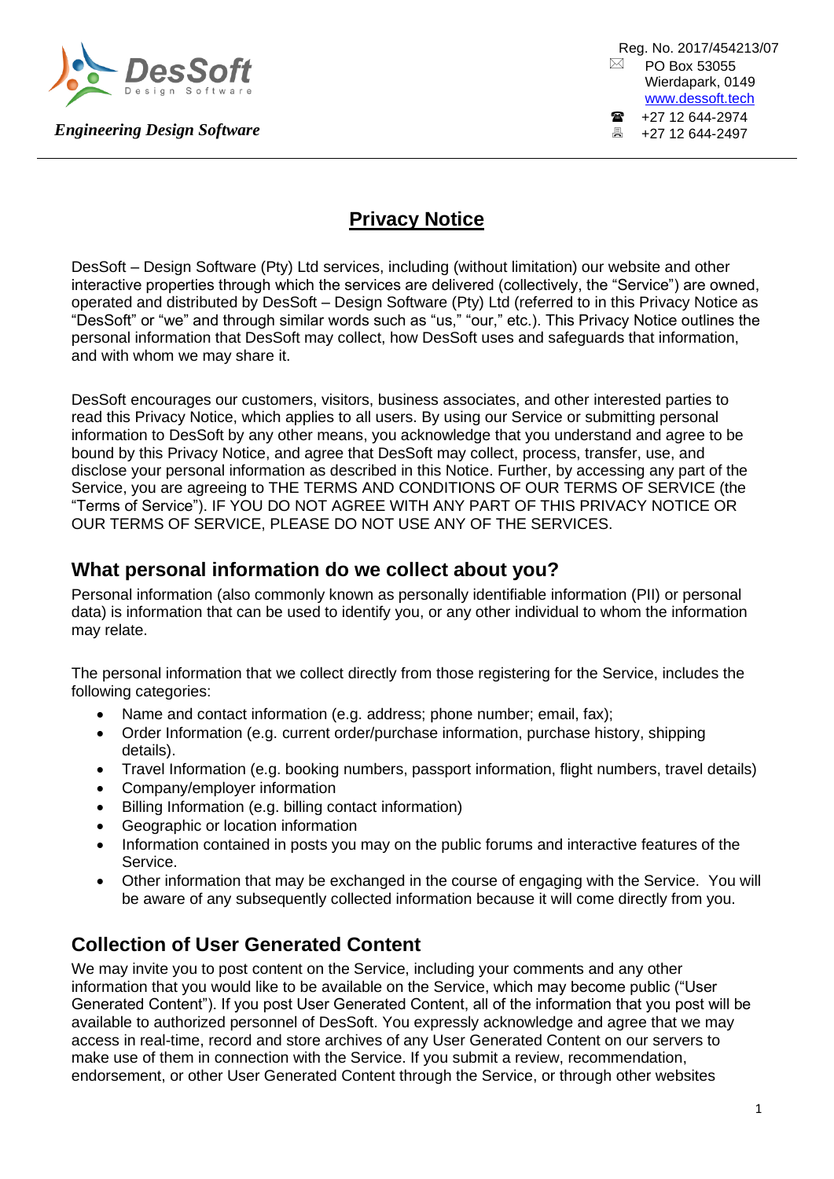DesSoft
Design Software

*Engineering Design Software*

Reg. No. 2017/454213/07
PO Box 53055
Wierdapark, 0149
www.dessoft.tech
+27 12 644-2974
+27 12 644-2497

# Privacy Notice

DesSoft – Design Software (Pty) Ltd services, including (without limitation) our website and other interactive properties through which the services are delivered (collectively, the "Service") are owned, operated and distributed by DesSoft – Design Software (Pty) Ltd (referred to in this Privacy Notice as "DesSoft" or "we" and through similar words such as "us," "our," etc.). This Privacy Notice outlines the personal information that DesSoft may collect, how DesSoft uses and safeguards that information, and with whom we may share it.

DesSoft encourages our customers, visitors, business associates, and other interested parties to read this Privacy Notice, which applies to all users. By using our Service or submitting personal information to DesSoft by any other means, you acknowledge that you understand and agree to be bound by this Privacy Notice, and agree that DesSoft may collect, process, transfer, use, and disclose your personal information as described in this Notice. Further, by accessing any part of the Service, you are agreeing to THE TERMS AND CONDITIONS OF OUR TERMS OF SERVICE (the "Terms of Service"). IF YOU DO NOT AGREE WITH ANY PART OF THIS PRIVACY NOTICE OR OUR TERMS OF SERVICE, PLEASE DO NOT USE ANY OF THE SERVICES.

## What personal information do we collect about you?

Personal information (also commonly known as personally identifiable information (PII) or personal data) is information that can be used to identify you, or any other individual to whom the information may relate.

The personal information that we collect directly from those registering for the Service, includes the following categories:

- Name and contact information (e.g. address; phone number; email, fax);
- Order Information (e.g. current order/purchase information, purchase history, shipping details).
- Travel Information (e.g. booking numbers, passport information, flight numbers, travel details)
- Company/employer information
- Billing Information (e.g. billing contact information)
- Geographic or location information
- Information contained in posts you may on the public forums and interactive features of the Service.
- Other information that may be exchanged in the course of engaging with the Service. You will be aware of any subsequently collected information because it will come directly from you.

## Collection of User Generated Content

We may invite you to post content on the Service, including your comments and any other information that you would like to be available on the Service, which may become public ("User Generated Content"). If you post User Generated Content, all of the information that you post will be available to authorized personnel of DesSoft. You expressly acknowledge and agree that we may access in real-time, record and store archives of any User Generated Content on our servers to make use of them in connection with the Service. If you submit a review, recommendation, endorsement, or other User Generated Content through the Service, or through other websites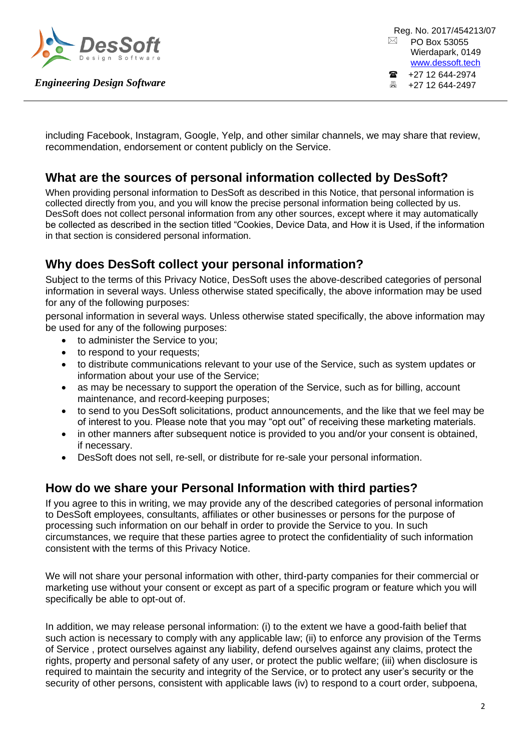including Facebook, Instagram, Google, Yelp, and other similar channels, we may share that review, recommendation, endorsement or content publicly on the Service.

## What are the sources of personal information collected by DesSoft?

When providing personal information to DesSoft as described in this Notice, that personal information is collected directly from you, and you will know the precise personal information being collected by us. DesSoft does not collect personal information from any other sources, except where it may automatically be collected as described in the section titled "Cookies, Device Data, and How it is Used, if the information in that section is considered personal information.

## Why does DesSoft collect your personal information?

Subject to the terms of this Privacy Notice, DesSoft uses the above-described categories of personal information in several ways. Unless otherwise stated specifically, the above information may be used for any of the following purposes:

personal information in several ways. Unless otherwise stated specifically, the above information may be used for any of the following purposes:

- to administer the Service to you;
- to respond to your requests;
- to distribute communications relevant to your use of the Service, such as system updates or information about your use of the Service;
- as may be necessary to support the operation of the Service, such as for billing, account maintenance, and record-keeping purposes;
- to send to you DesSoft solicitations, product announcements, and the like that we feel may be of interest to you. Please note that you may "opt out" of receiving these marketing materials.
- in other manners after subsequent notice is provided to you and/or your consent is obtained, if necessary.
- DesSoft does not sell, re-sell, or distribute for re-sale your personal information.

## How do we share your Personal Information with third parties?

If you agree to this in writing, we may provide any of the described categories of personal information to DesSoft employees, consultants, affiliates or other businesses or persons for the purpose of processing such information on our behalf in order to provide the Service to you. In such circumstances, we require that these parties agree to protect the confidentiality of such information consistent with the terms of this Privacy Notice.

We will not share your personal information with other, third-party companies for their commercial or marketing use without your consent or except as part of a specific program or feature which you will specifically be able to opt-out of.

In addition, we may release personal information: (i) to the extent we have a good-faith belief that such action is necessary to comply with any applicable law; (ii) to enforce any provision of the Terms of Service , protect ourselves against any liability, defend ourselves against any claims, protect the rights, property and personal safety of any user, or protect the public welfare; (iii) when disclosure is required to maintain the security and integrity of the Service, or to protect any user's security or the security of other persons, consistent with applicable laws (iv) to respond to a court order, subpoena,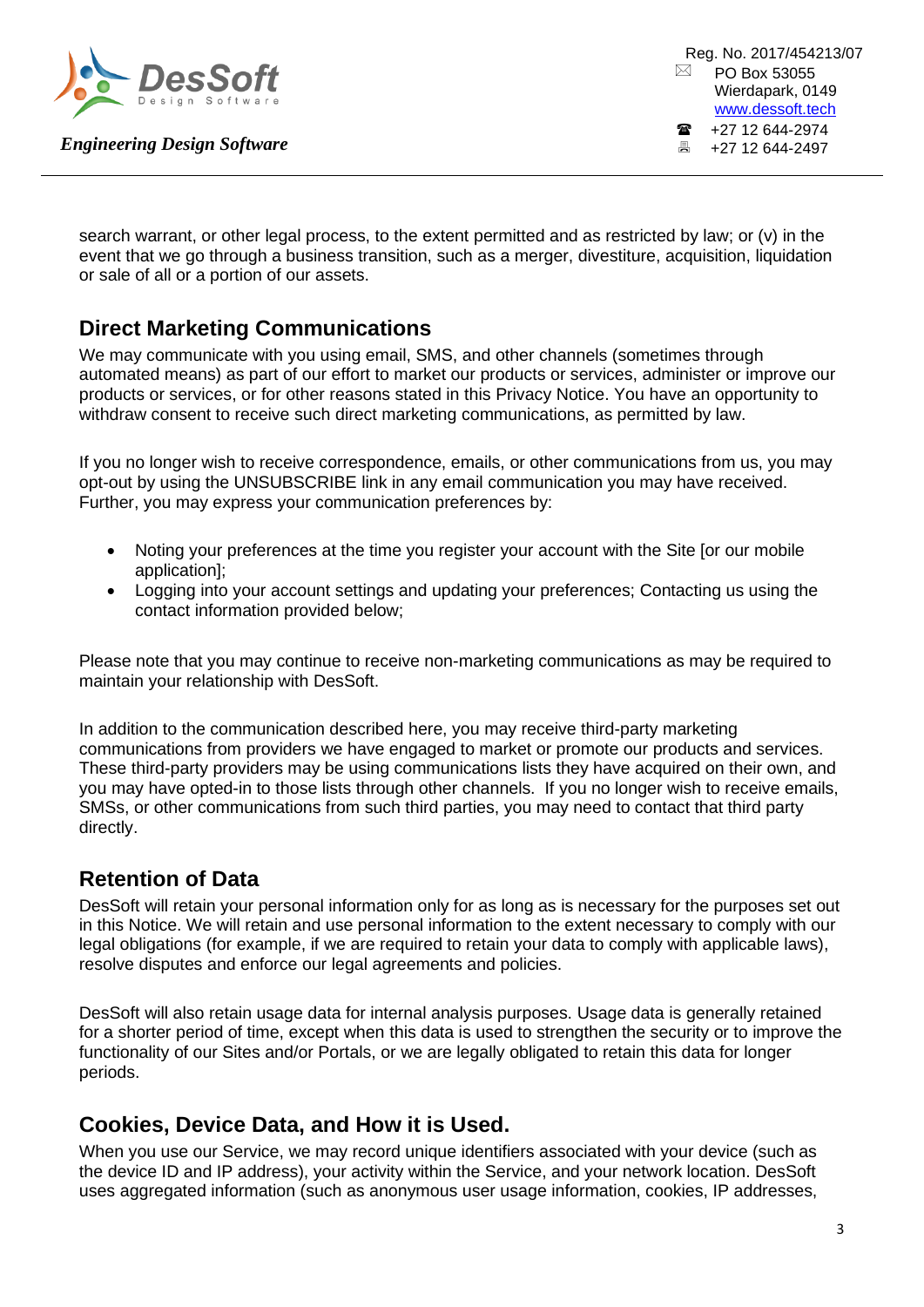search warrant, or other legal process, to the extent permitted and as restricted by law; or (v) in the event that we go through a business transition, such as a merger, divestiture, acquisition, liquidation or sale of all or a portion of our assets.

## Direct Marketing Communications

We may communicate with you using email, SMS, and other channels (sometimes through automated means) as part of our effort to market our products or services, administer or improve our products or services, or for other reasons stated in this Privacy Notice. You have an opportunity to withdraw consent to receive such direct marketing communications, as permitted by law.

If you no longer wish to receive correspondence, emails, or other communications from us, you may opt-out by using the UNSUBSCRIBE link in any email communication you may have received. Further, you may express your communication preferences by:

- Noting your preferences at the time you register your account with the Site [or our mobile application];
- Logging into your account settings and updating your preferences; Contacting us using the contact information provided below;

Please note that you may continue to receive non-marketing communications as may be required to maintain your relationship with DesSoft.

In addition to the communication described here, you may receive third-party marketing communications from providers we have engaged to market or promote our products and services. These third-party providers may be using communications lists they have acquired on their own, and you may have opted-in to those lists through other channels. If you no longer wish to receive emails, SMSs, or other communications from such third parties, you may need to contact that third party directly.

## Retention of Data

DesSoft will retain your personal information only for as long as is necessary for the purposes set out in this Notice. We will retain and use personal information to the extent necessary to comply with our legal obligations (for example, if we are required to retain your data to comply with applicable laws), resolve disputes and enforce our legal agreements and policies.

DesSoft will also retain usage data for internal analysis purposes. Usage data is generally retained for a shorter period of time, except when this data is used to strengthen the security or to improve the functionality of our Sites and/or Portals, or we are legally obligated to retain this data for longer periods.

## Cookies, Device Data, and How it is Used.

When you use our Service, we may record unique identifiers associated with your device (such as the device ID and IP address), your activity within the Service, and your network location. DesSoft uses aggregated information (such as anonymous user usage information, cookies, IP addresses,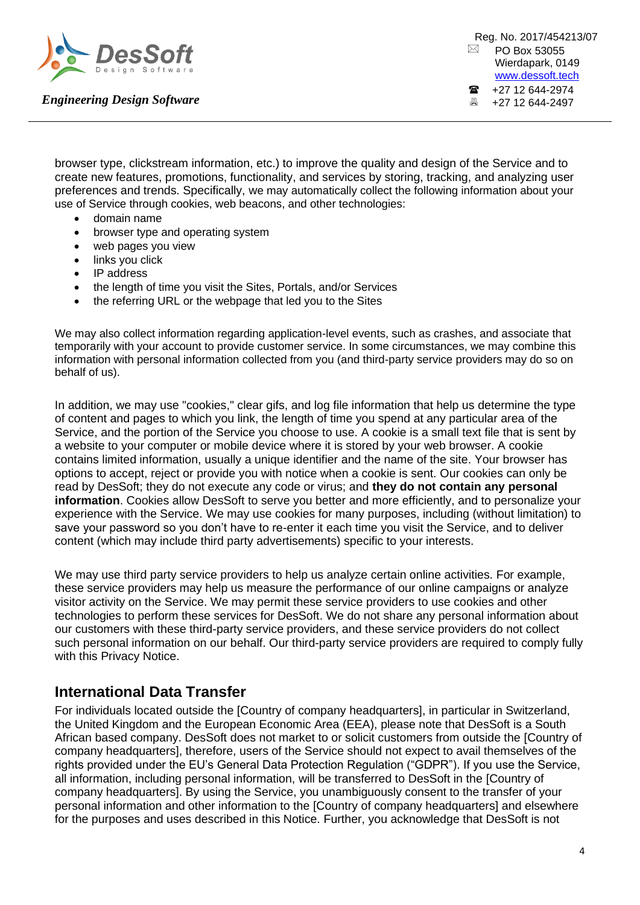browser type, clickstream information, etc.) to improve the quality and design of the Service and to create new features, promotions, functionality, and services by storing, tracking, and analyzing user preferences and trends. Specifically, we may automatically collect the following information about your use of Service through cookies, web beacons, and other technologies:

- domain name
- browser type and operating system
- web pages you view
- links you click
- IP address
- the length of time you visit the Sites, Portals, and/or Services
- the referring URL or the webpage that led you to the Sites

We may also collect information regarding application-level events, such as crashes, and associate that temporarily with your account to provide customer service. In some circumstances, we may combine this information with personal information collected from you (and third-party service providers may do so on behalf of us).

In addition, we may use "cookies," clear gifs, and log file information that help us determine the type of content and pages to which you link, the length of time you spend at any particular area of the Service, and the portion of the Service you choose to use. A cookie is a small text file that is sent by a website to your computer or mobile device where it is stored by your web browser. A cookie contains limited information, usually a unique identifier and the name of the site. Your browser has options to accept, reject or provide you with notice when a cookie is sent. Our cookies can only be read by DesSoft; they do not execute any code or virus; and **they do not contain any personal information**. Cookies allow DesSoft to serve you better and more efficiently, and to personalize your experience with the Service. We may use cookies for many purposes, including (without limitation) to save your password so you don't have to re-enter it each time you visit the Service, and to deliver content (which may include third party advertisements) specific to your interests.

We may use third party service providers to help us analyze certain online activities. For example, these service providers may help us measure the performance of our online campaigns or analyze visitor activity on the Service. We may permit these service providers to use cookies and other technologies to perform these services for DesSoft. We do not share any personal information about our customers with these third-party service providers, and these service providers do not collect such personal information on our behalf. Our third-party service providers are required to comply fully with this Privacy Notice.

## International Data Transfer

For individuals located outside the [Country of company headquarters], in particular in Switzerland, the United Kingdom and the European Economic Area (EEA), please note that DesSoft is a South African based company. DesSoft does not market to or solicit customers from outside the [Country of company headquarters], therefore, users of the Service should not expect to avail themselves of the rights provided under the EU's General Data Protection Regulation ("GDPR"). If you use the Service, all information, including personal information, will be transferred to DesSoft in the [Country of company headquarters]. By using the Service, you unambiguously consent to the transfer of your personal information and other information to the [Country of company headquarters] and elsewhere for the purposes and uses described in this Notice. Further, you acknowledge that DesSoft is not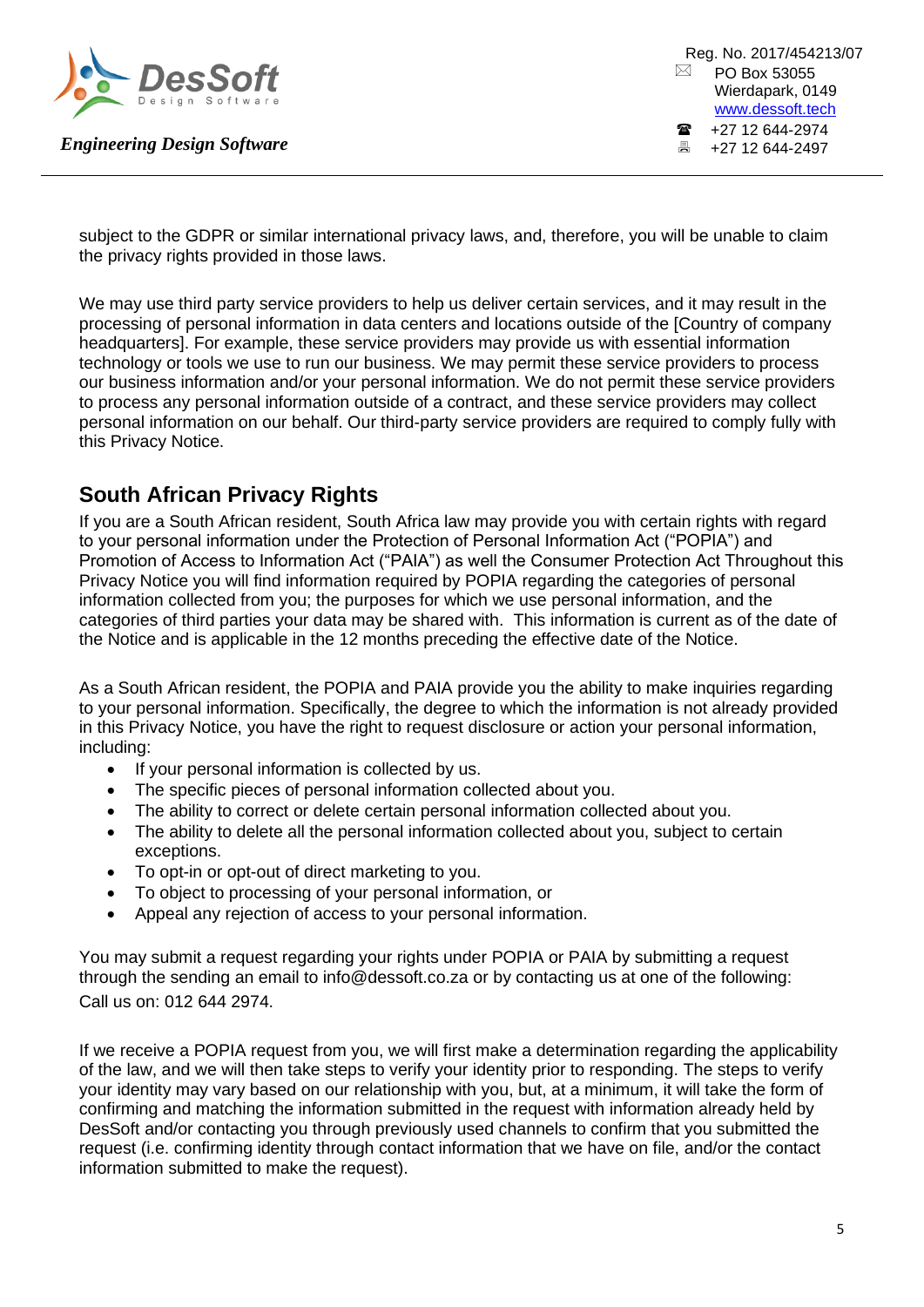subject to the GDPR or similar international privacy laws, and, therefore, you will be unable to claim the privacy rights provided in those laws.

We may use third party service providers to help us deliver certain services, and it may result in the processing of personal information in data centers and locations outside of the [Country of company headquarters]. For example, these service providers may provide us with essential information technology or tools we use to run our business. We may permit these service providers to process our business information and/or your personal information. We do not permit these service providers to process any personal information outside of a contract, and these service providers may collect personal information on our behalf. Our third-party service providers are required to comply fully with this Privacy Notice.

## South African Privacy Rights

If you are a South African resident, South Africa law may provide you with certain rights with regard to your personal information under the Protection of Personal Information Act ("POPIA") and Promotion of Access to Information Act ("PAIA") as well the Consumer Protection Act Throughout this Privacy Notice you will find information required by POPIA regarding the categories of personal information collected from you; the purposes for which we use personal information, and the categories of third parties your data may be shared with. This information is current as of the date of the Notice and is applicable in the 12 months preceding the effective date of the Notice.

As a South African resident, the POPIA and PAIA provide you the ability to make inquiries regarding to your personal information. Specifically, the degree to which the information is not already provided in this Privacy Notice, you have the right to request disclosure or action your personal information, including:

- If your personal information is collected by us.
- The specific pieces of personal information collected about you.
- The ability to correct or delete certain personal information collected about you.
- The ability to delete all the personal information collected about you, subject to certain exceptions.
- To opt-in or opt-out of direct marketing to you.
- To object to processing of your personal information, or
- Appeal any rejection of access to your personal information.

You may submit a request regarding your rights under POPIA or PAIA by submitting a request through the sending an email to info@dessoft.co.za or by contacting us at one of the following:
Call us on: 012 644 2974.

If we receive a POPIA request from you, we will first make a determination regarding the applicability of the law, and we will then take steps to verify your identity prior to responding. The steps to verify your identity may vary based on our relationship with you, but, at a minimum, it will take the form of confirming and matching the information submitted in the request with information already held by DesSoft and/or contacting you through previously used channels to confirm that you submitted the request (i.e. confirming identity through contact information that we have on file, and/or the contact information submitted to make the request).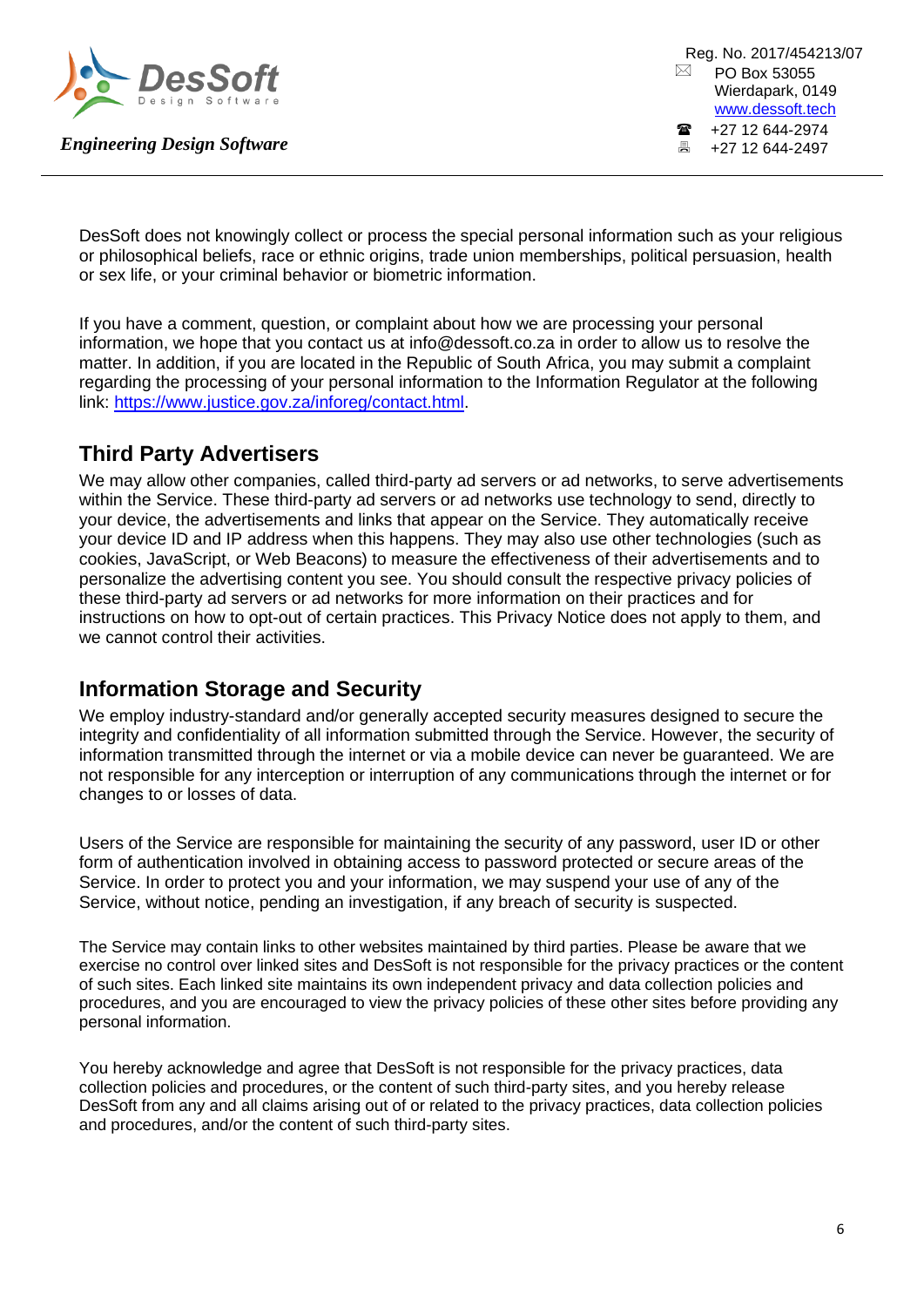DesSoft does not knowingly collect or process the special personal information such as your religious or philosophical beliefs, race or ethnic origins, trade union memberships, political persuasion, health or sex life, or your criminal behavior or biometric information.

If you have a comment, question, or complaint about how we are processing your personal information, we hope that you contact us at info@dessoft.co.za in order to allow us to resolve the matter. In addition, if you are located in the Republic of South Africa, you may submit a complaint regarding the processing of your personal information to the Information Regulator at the following link: https://www.justice.gov.za/inforeg/contact.html.

## Third Party Advertisers

We may allow other companies, called third-party ad servers or ad networks, to serve advertisements within the Service. These third-party ad servers or ad networks use technology to send, directly to your device, the advertisements and links that appear on the Service. They automatically receive your device ID and IP address when this happens. They may also use other technologies (such as cookies, JavaScript, or Web Beacons) to measure the effectiveness of their advertisements and to personalize the advertising content you see. You should consult the respective privacy policies of these third-party ad servers or ad networks for more information on their practices and for instructions on how to opt-out of certain practices. This Privacy Notice does not apply to them, and we cannot control their activities.

## Information Storage and Security

We employ industry-standard and/or generally accepted security measures designed to secure the integrity and confidentiality of all information submitted through the Service. However, the security of information transmitted through the internet or via a mobile device can never be guaranteed. We are not responsible for any interception or interruption of any communications through the internet or for changes to or losses of data.

Users of the Service are responsible for maintaining the security of any password, user ID or other form of authentication involved in obtaining access to password protected or secure areas of the Service. In order to protect you and your information, we may suspend your use of any of the Service, without notice, pending an investigation, if any breach of security is suspected.

The Service may contain links to other websites maintained by third parties. Please be aware that we exercise no control over linked sites and DesSoft is not responsible for the privacy practices or the content of such sites. Each linked site maintains its own independent privacy and data collection policies and procedures, and you are encouraged to view the privacy policies of these other sites before providing any personal information.

You hereby acknowledge and agree that DesSoft is not responsible for the privacy practices, data collection policies and procedures, or the content of such third-party sites, and you hereby release DesSoft from any and all claims arising out of or related to the privacy practices, data collection policies and procedures, and/or the content of such third-party sites.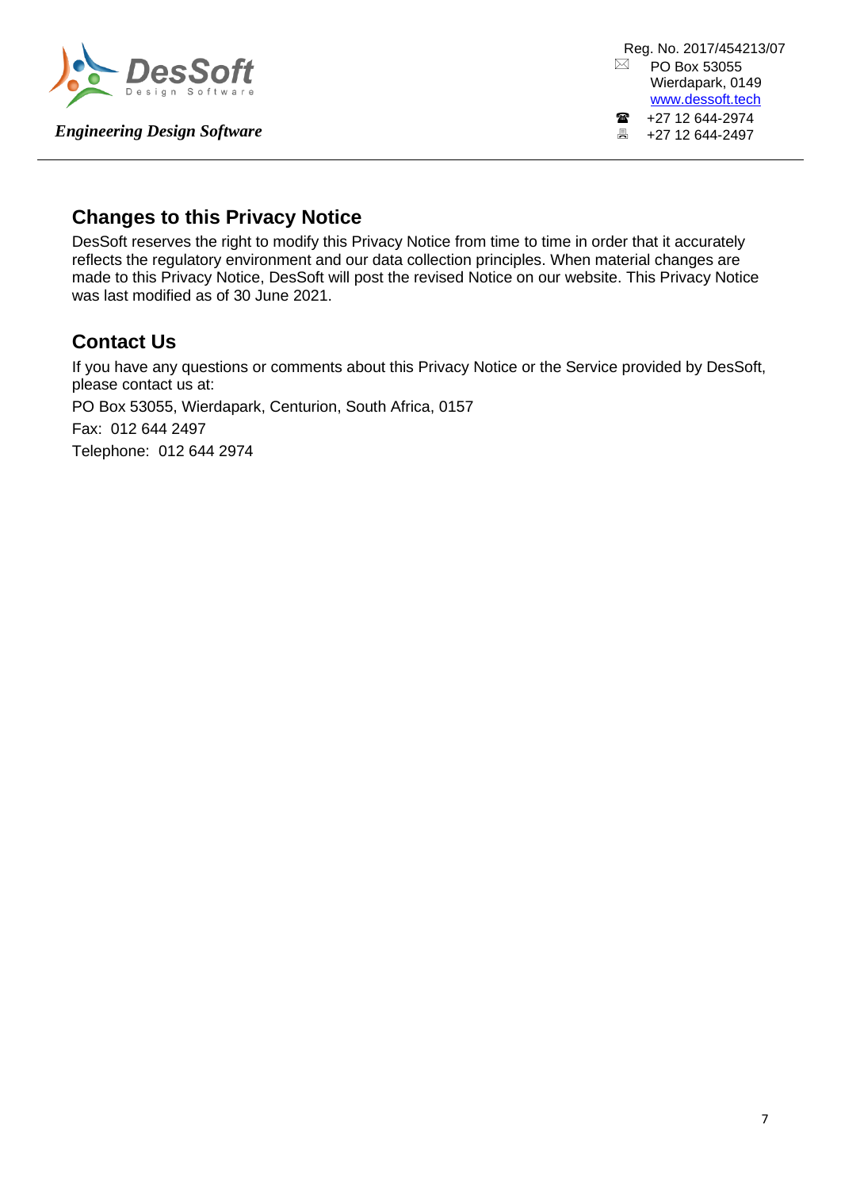## Changes to this Privacy Notice

DesSoft reserves the right to modify this Privacy Notice from time to time in order that it accurately reflects the regulatory environment and our data collection principles. When material changes are made to this Privacy Notice, DesSoft will post the revised Notice on our website. This Privacy Notice was last modified as of 30 June 2021.

## Contact Us

If you have any questions or comments about this Privacy Notice or the Service provided by DesSoft, please contact us at:

PO Box 53055, Wierdapark, Centurion, South Africa, 0157

Fax: 012 644 2497

Telephone: 012 644 2974